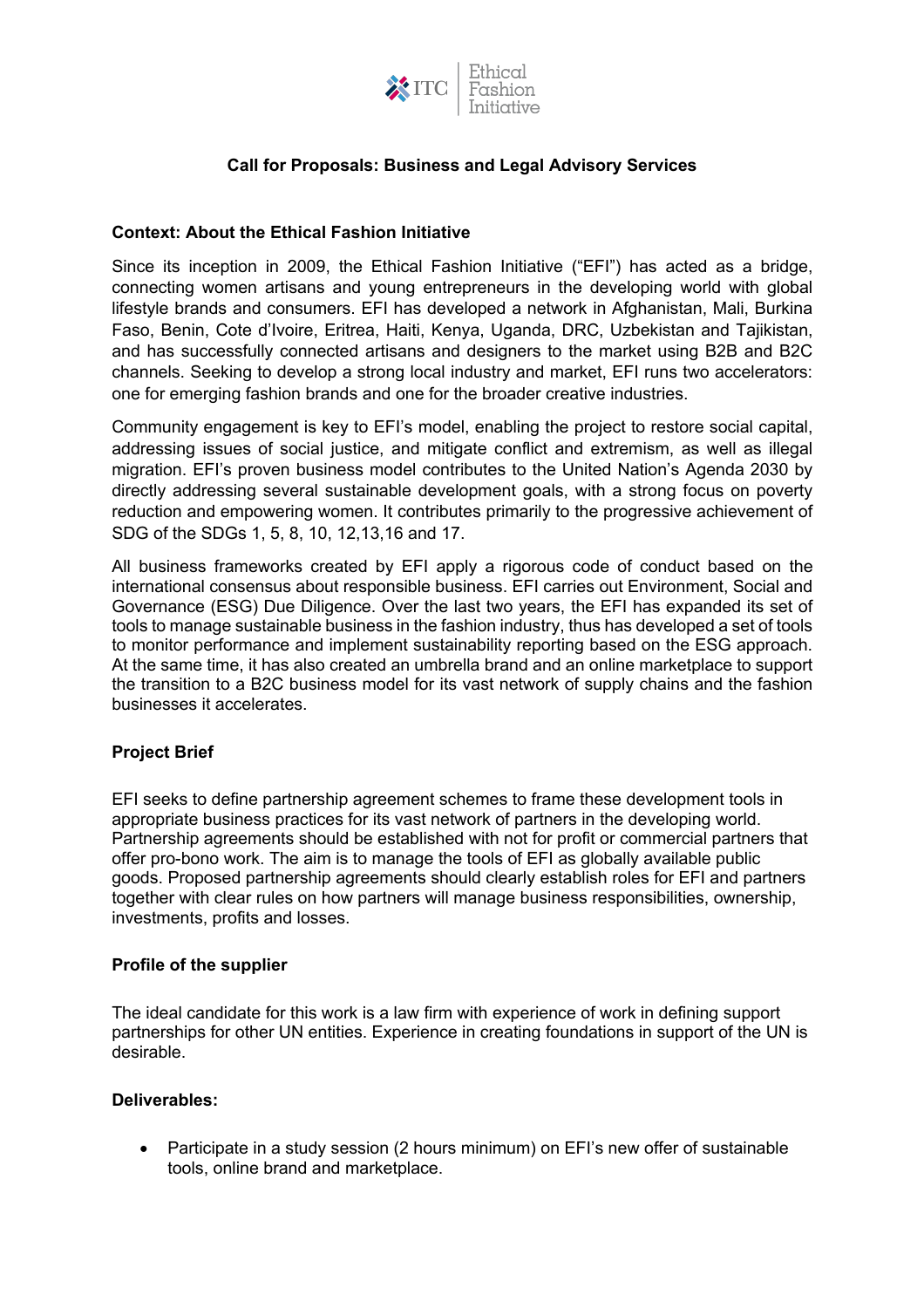# Call for Proposals: Business and Legal Advisory Services

## Context: About the Ethical Fashion Initiative

Since its inception in 2009, the Ethical Fashion Initiative ("EFI") has acted as a bridge, connecting women artisans and young entrepreneurs in the developing world with global lifestyle brands and consumers. EFI has developed a network in Afghanistan, Mali, Burkina Faso, Benin, Cote d'Ivoire, Eritrea, Haiti, Kenya, Uganda, DRC, Uzbekistan and Tajikistan, and has successfully connected artisans and designers to the market using B2B and B2C channels. Seeking to develop a strong local industry and market, EFI runs two accelerators: one for emerging fashion brands and one for the broader creative industries.

Community engagement is key to EFI's model, enabling the project to restore social capital, addressing issues of social justice, and mitigate conflict and extremism, as well as illegal migration. EFI's proven business model contributes to the United Nation's Agenda 2030 by directly addressing several sustainable development goals, with a strong focus on poverty reduction and empowering women. It contributes primarily to the progressive achievement of SDG of the SDGs 1, 5, 8, 10, 12,13,16 and 17.

All business frameworks created by EFI apply a rigorous code of conduct based on the international consensus about responsible business. EFI carries out Environment, Social and Governance (ESG) Due Diligence. Over the last two years, the EFI has expanded its set of tools to manage sustainable business in the fashion industry, thus has developed a set of tools to monitor performance and implement sustainability reporting based on the ESG approach. At the same time, it has also created an umbrella brand and an online marketplace to support the transition to a B2C business model for its vast network of supply chains and the fashion businesses it accelerates.

## Project Brief

EFI seeks to define partnership agreement schemes to frame these development tools in appropriate business practices for its vast network of partners in the developing world. Partnership agreements should be established with not for profit or commercial partners that offer pro-bono work. The aim is to manage the tools of EFI as globally available public goods. Proposed partnership agreements should clearly establish roles for EFI and partners together with clear rules on how partners will manage business responsibilities, ownership, investments, profits and losses.

## Profile of the supplier

The ideal candidate for this work is a law firm with experience of work in defining support partnerships for other UN entities. Experience in creating foundations in support of the UN is desirable.

## Deliverables:

- Participate in a study session (2 hours minimum) on EFI's new offer of sustainable tools, online brand and marketplace.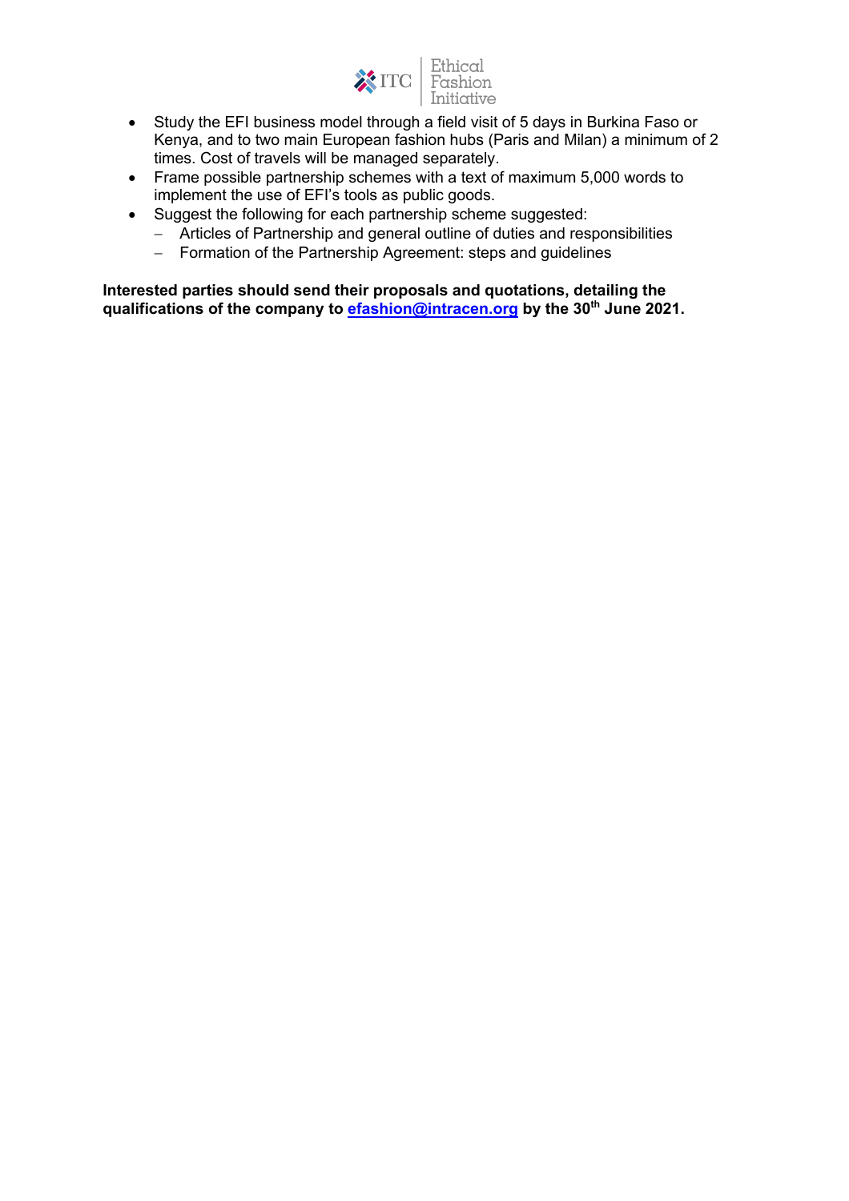- Study the EFI business model through a field visit of 5 days in Burkina Faso or Kenya, and to two main European fashion hubs (Paris and Milan) a minimum of 2 times. Cost of travels will be managed separately.
- Frame possible partnership schemes with a text of maximum 5,000 words to implement the use of EFI's tools as public goods.
- Suggest the following for each partnership scheme suggested:
  - Articles of Partnership and general outline of duties and responsibilities
  - Formation of the Partnership Agreement: steps and guidelines

**Interested parties should send their proposals and quotations, detailing the qualifications of the company to efashion@intracen.org by the 30th June 2021.**